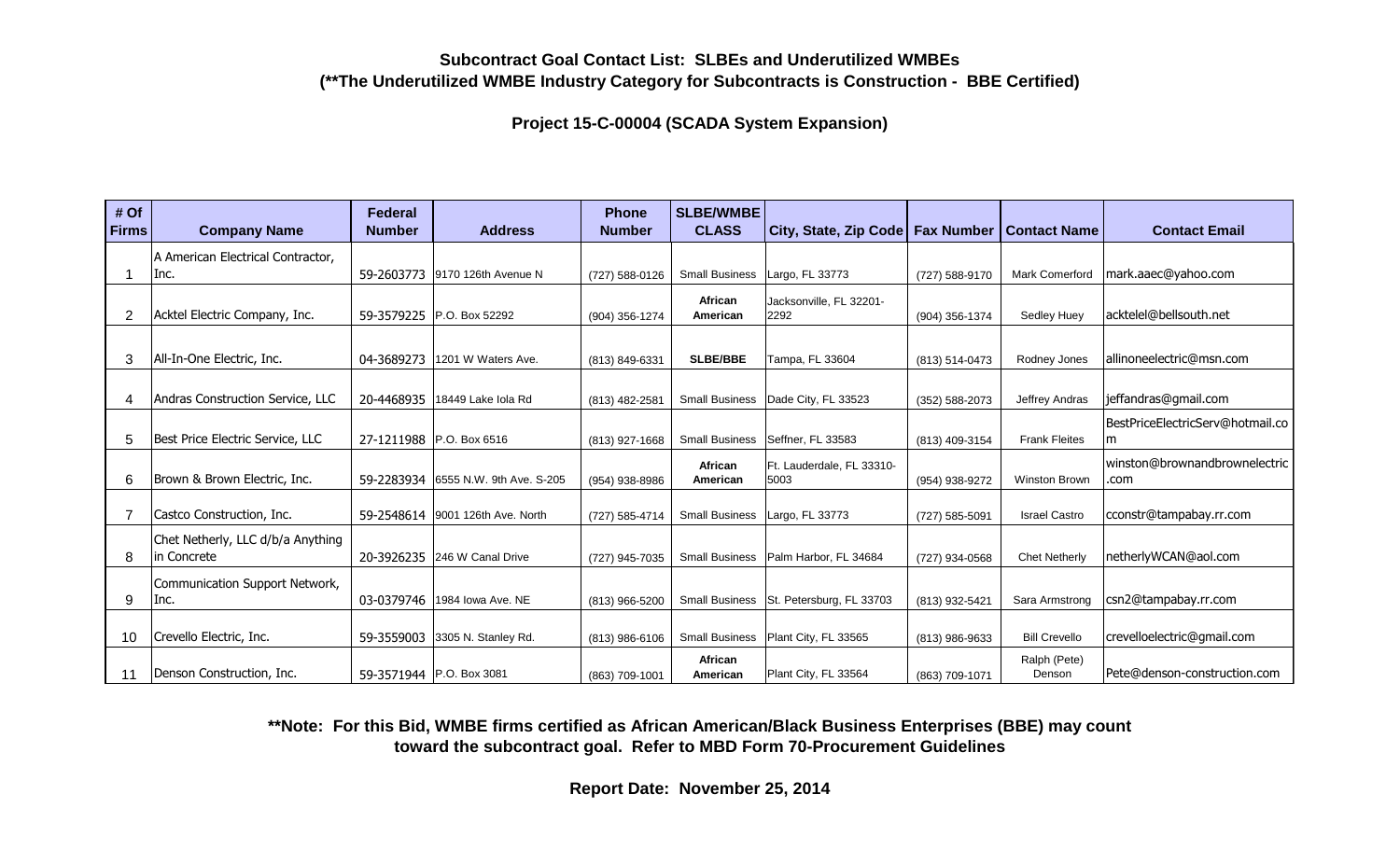## Subcontract Goal Contact List: SLBEs and Underutilized WMBEs
## (**The Underutilized WMBE Industry Category for Subcontracts is Construction - BBE Certified)

### Project 15-C-00004 (SCADA System Expansion)

| # Of Firms | Company Name | Federal Number | Address | Phone Number | SLBE/WMBE CLASS | City, State, Zip Code | Fax Number | Contact Name | Contact Email |
|---|---|---|---|---|---|---|---|---|---|
| 1 | A American Electrical Contractor, Inc. | 59-2603773 | 9170 126th Avenue N | (727) 588-0126 | Small Business | Largo, FL 33773 | (727) 588-9170 | Mark Comerford | mark.aaec@yahoo.com |
| 2 | Acktel Electric Company, Inc. | 59-3579225 | P.O. Box 52292 | (904) 356-1274 | African American | Jacksonville, FL 32201-2292 | (904) 356-1374 | Sedley Huey | acktelel@bellsouth.net |
| 3 | All-In-One Electric, Inc. | 04-3689273 | 1201 W Waters Ave. | (813) 849-6331 | SLBE/BBE | Tampa, FL 33604 | (813) 514-0473 | Rodney Jones | allinoneelectric@msn.com |
| 4 | Andras Construction Service, LLC | 20-4468935 | 18449 Lake Iola Rd | (813) 482-2581 | Small Business | Dade City, FL 33523 | (352) 588-2073 | Jeffrey Andras | jeffandras@gmail.com |
| 5 | Best Price Electric Service, LLC | 27-1211988 | P.O. Box 6516 | (813) 927-1668 | Small Business | Seffner, FL 33583 | (813) 409-3154 | Frank Fleites | BestPriceElectricServ@hotmail.com |
| 6 | Brown & Brown Electric, Inc. | 59-2283934 | 6555 N.W. 9th Ave. S-205 | (954) 938-8986 | African American | Ft. Lauderdale, FL 33310-5003 | (954) 938-9272 | Winston Brown | winston@brownandbrownelectric.com |
| 7 | Castco Construction, Inc. | 59-2548614 | 9001 126th Ave. North | (727) 585-4714 | Small Business | Largo, FL 33773 | (727) 585-5091 | Israel Castro | cconstr@tampabay.rr.com |
| 8 | Chet Netherly, LLC d/b/a Anything in Concrete | 20-3926235 | 246 W Canal Drive | (727) 945-7035 | Small Business | Palm Harbor, FL 34684 | (727) 934-0568 | Chet Netherly | netherlyWCAN@aol.com |
| 9 | Communication Support Network, Inc. | 03-0379746 | 1984 Iowa Ave. NE | (813) 966-5200 | Small Business | St. Petersburg, FL 33703 | (813) 932-5421 | Sara Armstrong | csn2@tampabay.rr.com |
| 10 | Crevello Electric, Inc. | 59-3559003 | 3305 N. Stanley Rd. | (813) 986-6106 | Small Business | Plant City, FL 33565 | (813) 986-9633 | Bill Crevello | crevelloelectric@gmail.com |
| 11 | Denson Construction, Inc. | 59-3571944 | P.O. Box 3081 | (863) 709-1001 | African American | Plant City, FL 33564 | (863) 709-1071 | Ralph (Pete) Denson | Pete@denson-construction.com |

**\*\*Note: For this Bid, WMBE firms certified as African American/Black Business Enterprises (BBE) may count toward the subcontract goal. Refer to MBD Form 70-Procurement Guidelines**

**Report Date: November 25, 2014**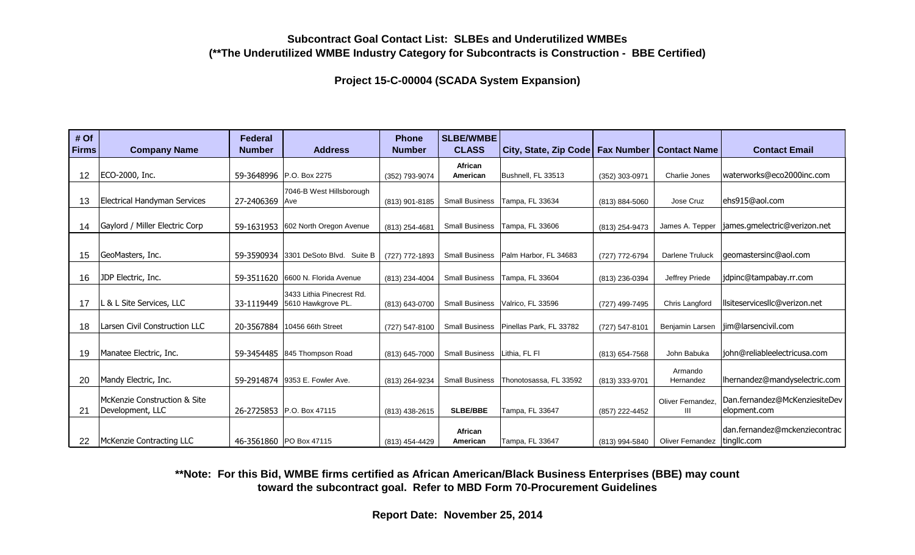**Subcontract Goal Contact List: SLBEs and Underutilized WMBEs**
**(**The Underutilized WMBE Industry Category for Subcontracts is Construction - BBE Certified)**

**Project 15-C-00004 (SCADA System Expansion)**

| # Of Firms | Company Name | Federal Number | Address | Phone Number | SLBE/WMBE CLASS | City, State, Zip Code | Fax Number | Contact Name | Contact Email |
|---|---|---|---|---|---|---|---|---|---|
| 12 | ECO-2000, Inc. | 59-3648996 | P.O. Box 2275 | (352) 793-9074 | African American | Bushnell, FL 33513 | (352) 303-0971 | Charlie Jones | waterworks@eco2000inc.com |
| 13 | Electrical Handyman Services | 27-2406369 | 7046-B West Hillsborough Ave | (813) 901-8185 | Small Business | Tampa, FL 33634 | (813) 884-5060 | Jose Cruz | ehs915@aol.com |
| 14 | Gaylord / Miller Electric Corp | 59-1631953 | 602 North Oregon Avenue | (813) 254-4681 | Small Business | Tampa, FL 33606 | (813) 254-9473 | James A. Tepper | james.gmelectric@verizon.net |
| 15 | GeoMasters, Inc. | 59-3590934 | 3301 DeSoto Blvd. Suite B | (727) 772-1893 | Small Business | Palm Harbor, FL 34683 | (727) 772-6794 | Darlene Truluck | geomastersinc@aol.com |
| 16 | JDP Electric, Inc. | 59-3511620 | 6600 N. Florida Avenue | (813) 234-4004 | Small Business | Tampa, FL 33604 | (813) 236-0394 | Jeffrey Priede | jdpinc@tampabay.rr.com |
| 17 | L & L Site Services, LLC | 33-1119449 | 3433 Lithia Pinecrest Rd. 5610 Hawkgrove PL. | (813) 643-0700 | Small Business | Valrico, FL 33596 | (727) 499-7495 | Chris Langford | llsiteservicesllc@verizon.net |
| 18 | Larsen Civil Construction LLC | 20-3567884 | 10456 66th Street | (727) 547-8100 | Small Business | Pinellas Park, FL 33782 | (727) 547-8101 | Benjamin Larsen | jim@larsencivil.com |
| 19 | Manatee Electric, Inc. | 59-3454485 | 845 Thompson Road | (813) 645-7000 | Small Business | Lithia, FL Fl | (813) 654-7568 | John Babuka | john@reliableelectricusa.com |
| 20 | Mandy Electric, Inc. | 59-2914874 | 9353 E. Fowler Ave. | (813) 264-9234 | Small Business | Thonotosassa, FL 33592 | (813) 333-9701 | Armando Hernandez | lhernandez@mandyselectric.com |
| 21 | McKenzie Construction & Site Development, LLC | 26-2725853 | P.O. Box 47115 | (813) 438-2615 | SLBE/BBE | Tampa, FL 33647 | (857) 222-4452 | Oliver Fernandez, III | Dan.fernandez@McKenziesiteDevelopment.com |
| 22 | McKenzie Contracting LLC | 46-3561860 | PO Box 47115 | (813) 454-4429 | African American | Tampa, FL 33647 | (813) 994-5840 | Oliver Fernandez | dan.fernandez@mckenziecontractingllc.com |

****Note: For this Bid, WMBE firms certified as African American/Black Business Enterprises (BBE) may count toward the subcontract goal. Refer to MBD Form 70-Procurement Guidelines**

**Report Date: November 25, 2014**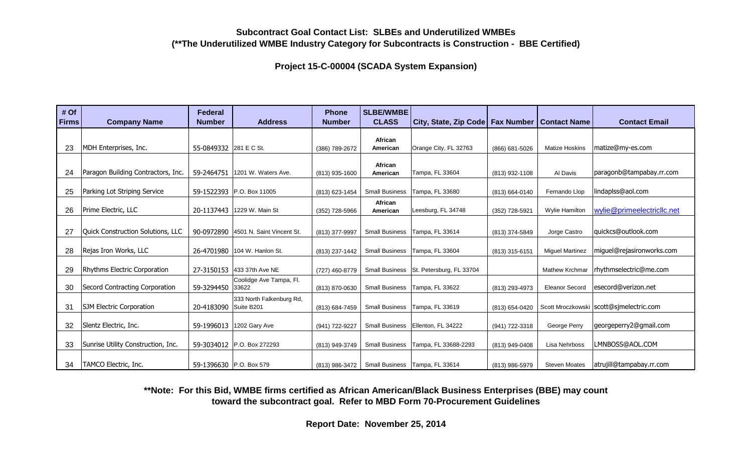**Subcontract Goal Contact List: SLBEs and Underutilized WMBEs**
**(**The Underutilized WMBE Industry Category for Subcontracts is Construction - BBE Certified)**

**Project 15-C-00004 (SCADA System Expansion)**

| # Of Firms | Company Name | Federal Number | Address | Phone Number | SLBE/WMBE CLASS | City, State, Zip Code | Fax Number | Contact Name | Contact Email |
|---|---|---|---|---|---|---|---|---|---|
| 23 | MDH Enterprises, Inc. | 55-0849332 | 281 E C St. | (386) 789-2672 | African American | Orange City, FL 32763 | (866) 681-5026 | Matize Hoskins | matize@my-es.com |
| 24 | Paragon Building Contractors, Inc. | 59-2464751 | 1201 W. Waters Ave. | (813) 935-1600 | African American | Tampa, FL 33604 | (813) 932-1108 | Al Davis | paragonb@tampabay.rr.com |
| 25 | Parking Lot Striping Service | 59-1522393 | P.O. Box 11005 | (813) 623-1454 | Small Business | Tampa, FL 33680 | (813) 664-0140 | Fernando Llop | lindaplss@aol.com |
| 26 | Prime Electric, LLC | 20-1137443 | 1229 W. Main St | (352) 728-5966 | African American | Leesburg, FL 34748 | (352) 728-5921 | Wylie Hamilton | wylie@primeelectricllc.net |
| 27 | Quick Construction Solutions, LLC | 90-0972890 | 4501 N. Saint Vincent St. | (813) 377-9997 | Small Business | Tampa, FL 33614 | (813) 374-5849 | Jorge Castro | quickcs@outlook.com |
| 28 | Rejas Iron Works, LLC | 26-4701980 | 104 W. Hanlon St. | (813) 237-1442 | Small Business | Tampa, FL 33604 | (813) 315-6151 | Miguel Martinez | miguel@rejasironworks.com |
| 29 | Rhythms Electric Corporation | 27-3150153 | 433 37th Ave NE | (727) 460-8779 | Small Business | St. Petersburg, FL 33704 | | Mathew Krchmar | rhythmselectric@me.com |
| 30 | Secord Contracting Corporation | 59-3294450 | Coolidge Ave Tampa, Fl. 33622 | (813) 870-0630 | Small Business | Tampa, FL 33622 | (813) 293-4973 | Eleanor Secord | esecord@verizon.net |
| 31 | SJM Electric Corporation | 20-4183090 | 333 North Falkenburg Rd, Suite B201 | (813) 684-7459 | Small Business | Tampa, FL 33619 | (813) 654-0420 | Scott Mroczkowski | scott@sjmelectric.com |
| 32 | Slentz Electric, Inc. | 59-1996013 | 1202 Gary Ave | (941) 722-9227 | Small Business | Ellenton, FL 34222 | (941) 722-3318 | George Perry | georgeperry2@gmail.com |
| 33 | Sunrise Utility Construction, Inc. | 59-3034012 | P.O. Box 272293 | (813) 949-3749 | Small Business | Tampa, FL 33688-2293 | (813) 949-0408 | Lisa Nehrboss | LMNBOSS@AOL.COM |
| 34 | TAMCO Electric, Inc. | 59-1396630 | P.O. Box 579 | (813) 986-3472 | Small Business | Tampa, FL 33614 | (813) 986-5979 | Steven Moates | atrujill@tampabay.rr.com |

****Note: For this Bid, WMBE firms certified as African American/Black Business Enterprises (BBE) may count toward the subcontract goal. Refer to MBD Form 70-Procurement Guidelines**

**Report Date: November 25, 2014**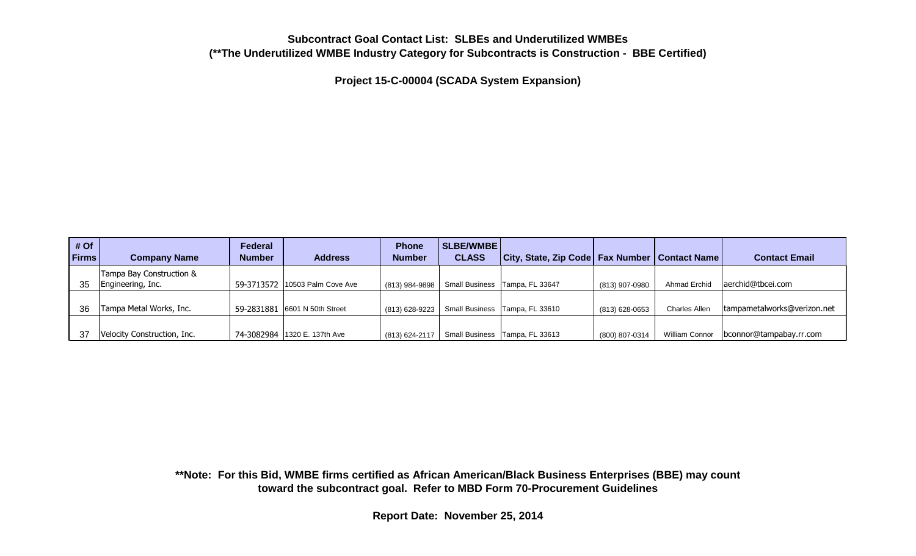**Subcontract Goal Contact List: SLBEs and Underutilized WMBEs**
**(**The Underutilized WMBE Industry Category for Subcontracts is Construction - BBE Certified)**

**Project 15-C-00004 (SCADA System Expansion)**

| # Of Firms | Company Name | Federal Number | Address | Phone Number | SLBE/WMBE CLASS | City, State, Zip Code | Fax Number | Contact Name | Contact Email |
|---|---|---|---|---|---|---|---|---|---|
| 35 | Tampa Bay Construction & Engineering, Inc. | 59-3713572 | 10503 Palm Cove Ave | (813) 984-9898 | Small Business | Tampa, FL 33647 | (813) 907-0980 | Ahmad Erchid | aerchid@tbcei.com |
| 36 | Tampa Metal Works, Inc. | 59-2831881 | 6601 N 50th Street | (813) 628-9223 | Small Business | Tampa, FL 33610 | (813) 628-0653 | Charles Allen | tampametalworks@verizon.net |
| 37 | Velocity Construction, Inc. | 74-3082984 | 1320 E. 137th Ave | (813) 624-2117 | Small Business | Tampa, FL 33613 | (800) 807-0314 | William Connor | bconnor@tampabay.rr.com |

****Note: For this Bid, WMBE firms certified as African American/Black Business Enterprises (BBE) may count toward the subcontract goal. Refer to MBD Form 70-Procurement Guidelines**

**Report Date: November 25, 2014**